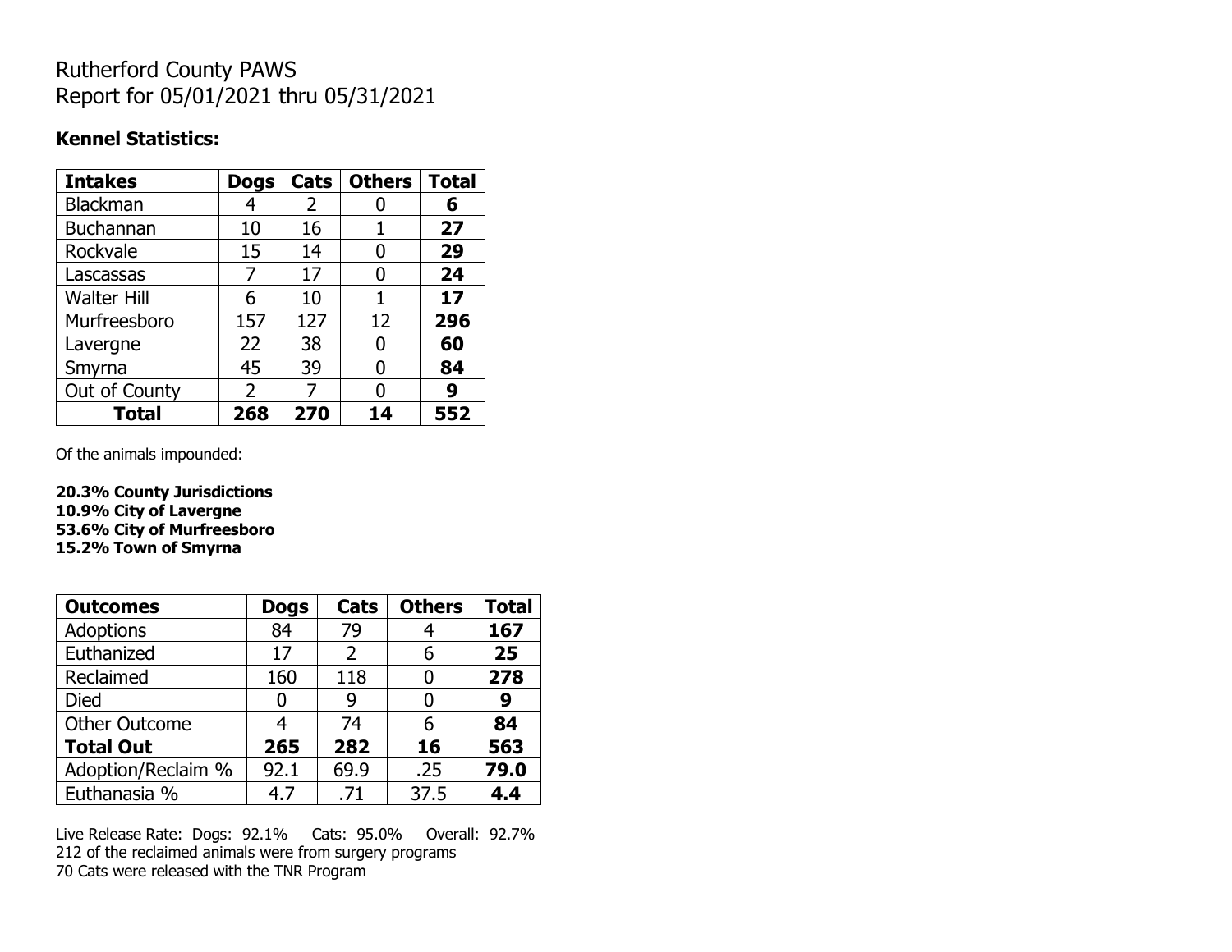# Rutherford County PAWS
# Report for 05/01/2021 thru 05/31/2021

**Kennel Statistics:**

| **Intakes** | **Dogs** | **Cats** | **Others** | **Total** |
|---|---|---|---|---|
| Blackman | 4 | 2 | 0 | **6** |
| Buchannan | 10 | 16 | 1 | **27** |
| Rockvale | 15 | 14 | 0 | **29** |
| Lascassas | 7 | 17 | 0 | **24** |
| Walter Hill | 6 | 10 | 1 | **17** |
| Murfreesboro | 157 | 127 | 12 | **296** |
| Lavergne | 22 | 38 | 0 | **60** |
| Smyrna | 45 | 39 | 0 | **84** |
| Out of County | 2 | 7 | 0 | **9** |
| **Total** | **268** | **270** | **14** | **552** |

Of the animals impounded:

**20.3% County Jurisdictions**
**10.9% City of Lavergne**
**53.6% City of Murfreesboro**
**15.2% Town of Smyrna**

| **Outcomes** | **Dogs** | **Cats** | **Others** | **Total** |
|---|---|---|---|---|
| Adoptions | 84 | 79 | 4 | **167** |
| Euthanized | 17 | 2 | 6 | **25** |
| Reclaimed | 160 | 118 | 0 | **278** |
| Died | 0 | 9 | 0 | **9** |
| Other Outcome | 4 | 74 | 6 | **84** |
| **Total Out** | **265** | **282** | **16** | **563** |
| Adoption/Reclaim % | 92.1 | 69.9 | .25 | **79.0** |
| Euthanasia % | 4.7 | .71 | 37.5 | **4.4** |

Live Release Rate: Dogs: 92.1% Cats: 95.0% Overall: 92.7%
212 of the reclaimed animals were from surgery programs
70 Cats were released with the TNR Program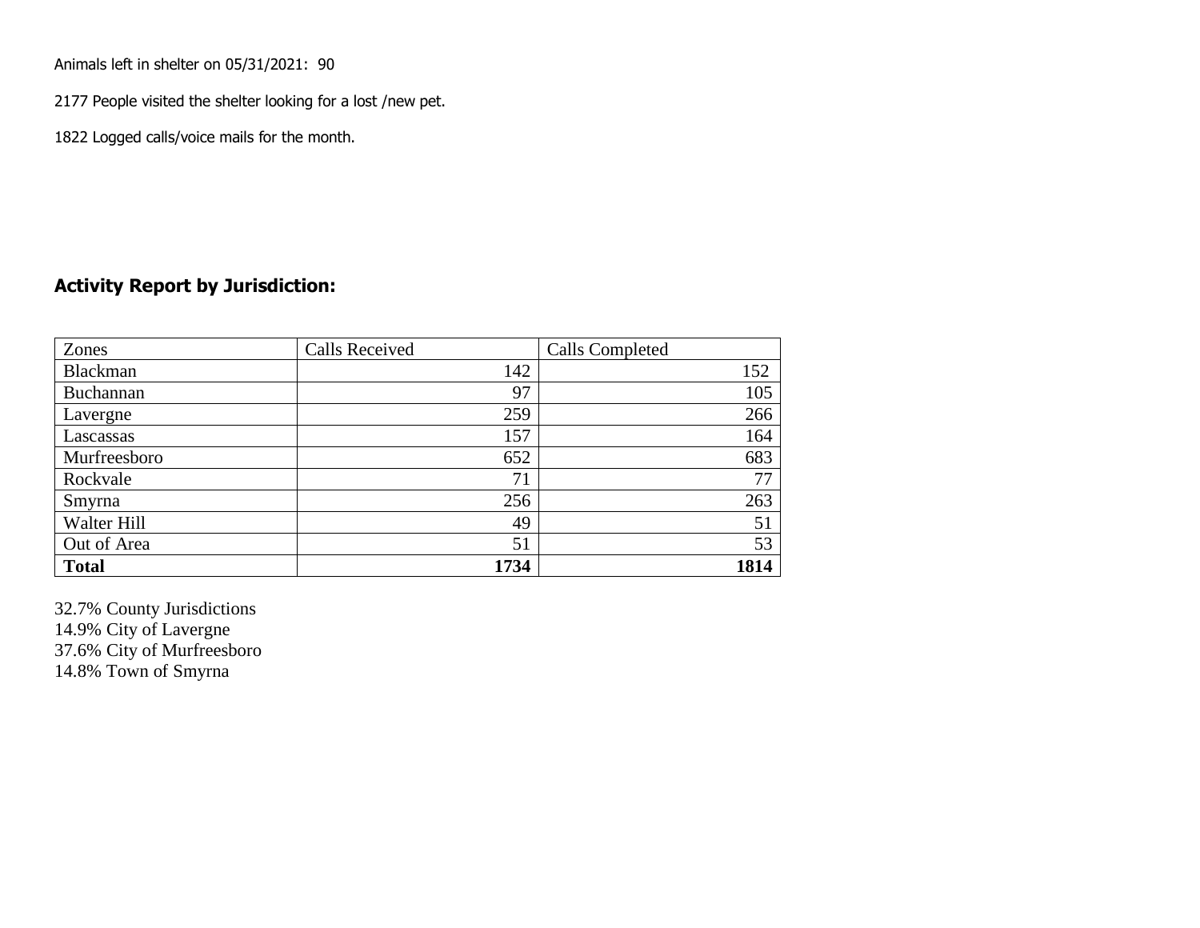Animals left in shelter on 05/31/2021: 90

2177 People visited the shelter looking for a lost /new pet.

1822 Logged calls/voice mails for the month.

## Activity Report by Jurisdiction:

| Zones | Calls Received | Calls Completed |
|---|---|---|
| Blackman | 142 | 152 |
| Buchannan | 97 | 105 |
| Lavergne | 259 | 266 |
| Lascassas | 157 | 164 |
| Murfreesboro | 652 | 683 |
| Rockvale | 71 | 77 |
| Smyrna | 256 | 263 |
| Walter Hill | 49 | 51 |
| Out of Area | 51 | 53 |
| **Total** | **1734** | **1814** |

32.7% County Jurisdictions
14.9% City of Lavergne
37.6% City of Murfreesboro
14.8% Town of Smyrna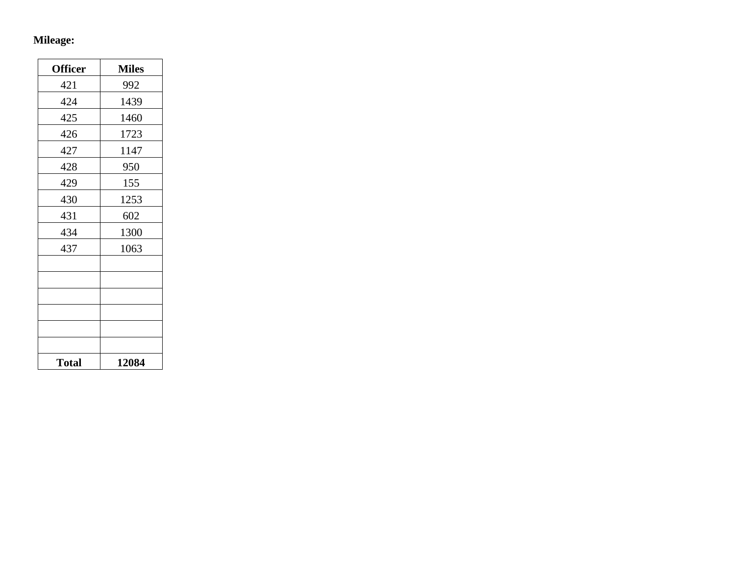**Mileage:**

| Officer | Miles |
|---|---|
| 421 | 992 |
| 424 | 1439 |
| 425 | 1460 |
| 426 | 1723 |
| 427 | 1147 |
| 428 | 950 |
| 429 | 155 |
| 430 | 1253 |
| 431 | 602 |
| 434 | 1300 |
| 437 | 1063 |
| | |
| | |
| | |
| | |
| | |
| | |
| **Total** | **12084** |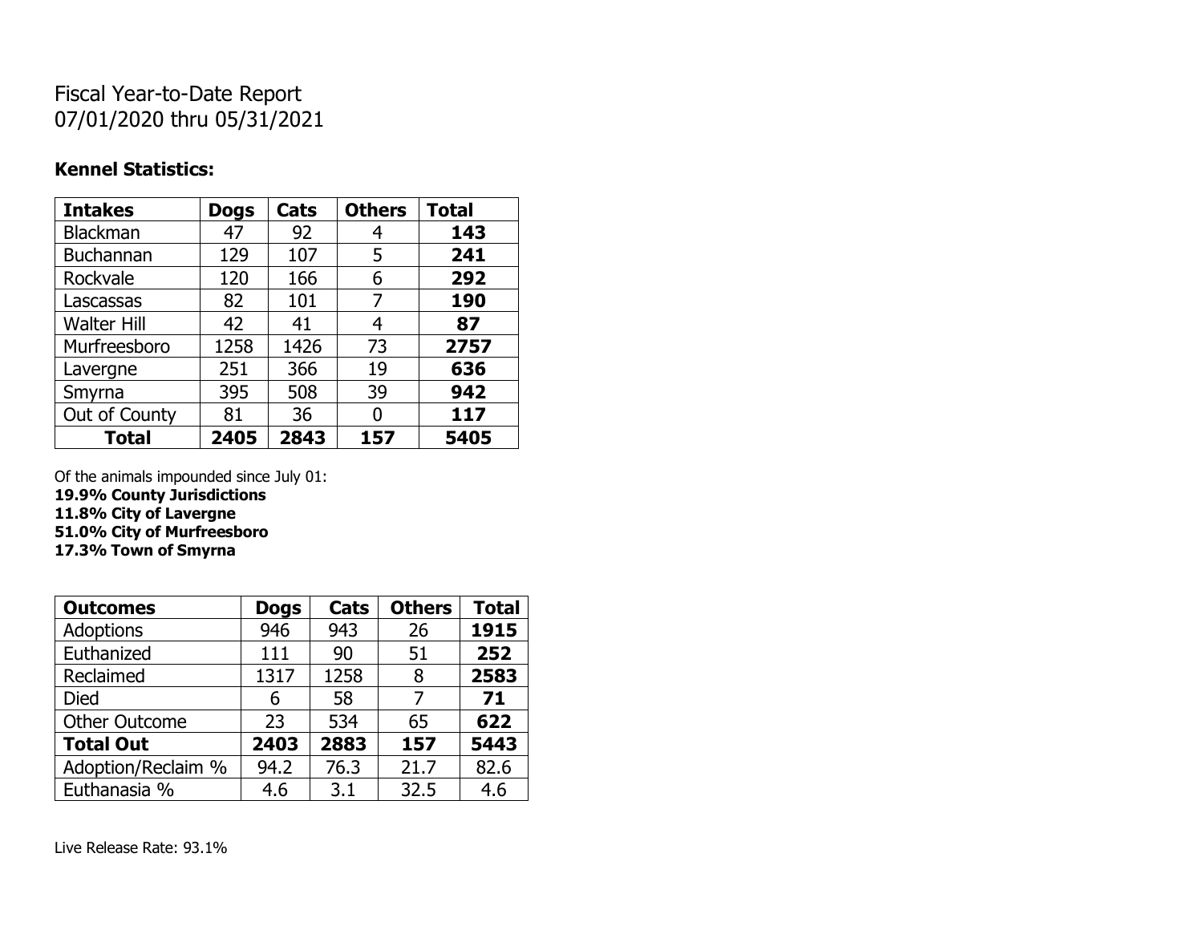# Fiscal Year-to-Date Report
07/01/2020 thru 05/31/2021

### Kennel Statistics:

| Intakes | Dogs | Cats | Others | Total |
|---|---|---|---|---|
| Blackman | 47 | 92 | 4 | **143** |
| Buchannan | 129 | 107 | 5 | **241** |
| Rockvale | 120 | 166 | 6 | **292** |
| Lascassas | 82 | 101 | 7 | **190** |
| Walter Hill | 42 | 41 | 4 | **87** |
| Murfreesboro | 1258 | 1426 | 73 | **2757** |
| Lavergne | 251 | 366 | 19 | **636** |
| Smyrna | 395 | 508 | 39 | **942** |
| Out of County | 81 | 36 | 0 | **117** |
| **Total** | **2405** | **2843** | **157** | **5405** |

Of the animals impounded since July 01:
**19.9% County Jurisdictions**
**11.8% City of Lavergne**
**51.0% City of Murfreesboro**
**17.3% Town of Smyrna**

| Outcomes | Dogs | Cats | Others | Total |
|---|---|---|---|---|
| Adoptions | 946 | 943 | 26 | **1915** |
| Euthanized | 111 | 90 | 51 | **252** |
| Reclaimed | 1317 | 1258 | 8 | **2583** |
| Died | 6 | 58 | 7 | **71** |
| Other Outcome | 23 | 534 | 65 | **622** |
| **Total Out** | **2403** | **2883** | **157** | **5443** |
| Adoption/Reclaim % | 94.2 | 76.3 | 21.7 | 82.6 |
| Euthanasia % | 4.6 | 3.1 | 32.5 | 4.6 |

Live Release Rate: 93.1%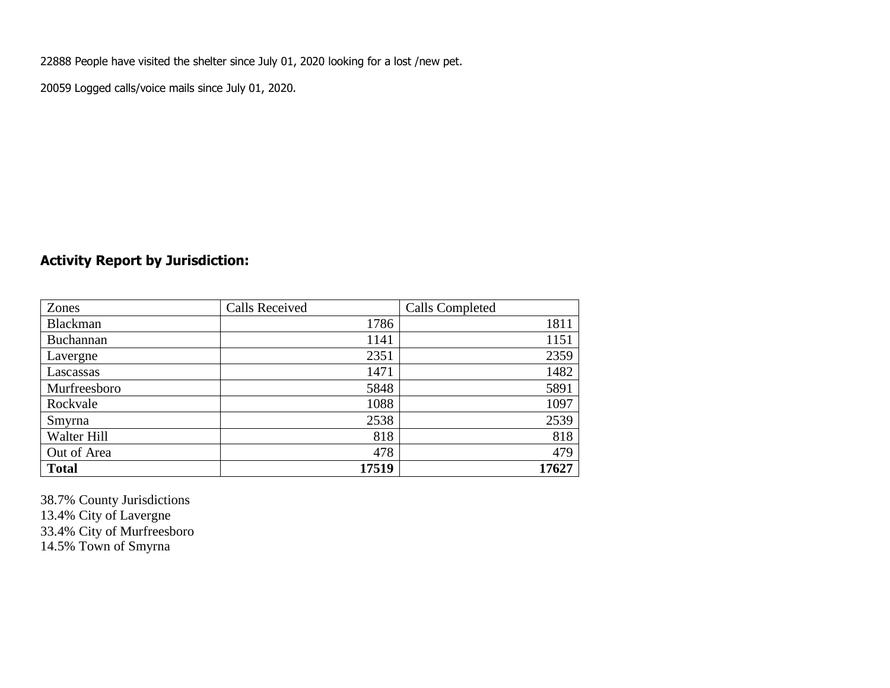22888 People have visited the shelter since July 01, 2020 looking for a lost /new pet.

20059 Logged calls/voice mails since July 01, 2020.

## Activity Report by Jurisdiction:

| Zones | Calls Received | Calls Completed |
|---|---|---|
| Blackman | 1786 | 1811 |
| Buchannan | 1141 | 1151 |
| Lavergne | 2351 | 2359 |
| Lascassas | 1471 | 1482 |
| Murfreesboro | 5848 | 5891 |
| Rockvale | 1088 | 1097 |
| Smyrna | 2538 | 2539 |
| Walter Hill | 818 | 818 |
| Out of Area | 478 | 479 |
| **Total** | **17519** | **17627** |

38.7% County Jurisdictions
13.4% City of Lavergne
33.4% City of Murfreesboro
14.5% Town of Smyrna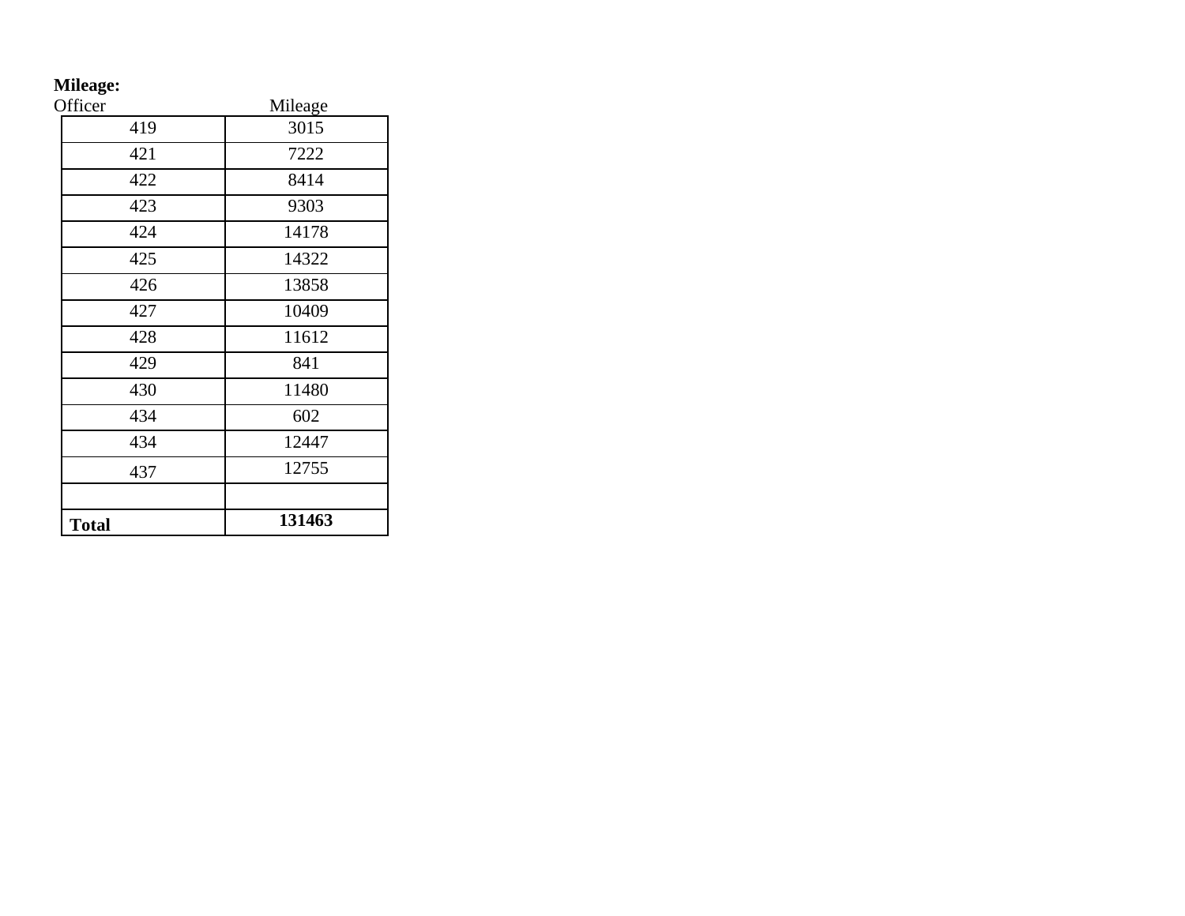**Mileage:**

| Officer | Mileage |
|---|---|
| 419 | 3015 |
| 421 | 7222 |
| 422 | 8414 |
| 423 | 9303 |
| 424 | 14178 |
| 425 | 14322 |
| 426 | 13858 |
| 427 | 10409 |
| 428 | 11612 |
| 429 | 841 |
| 430 | 11480 |
| 434 | 602 |
| 434 | 12447 |
| 437 | 12755 |
| | |
| **Total** | **131463** |